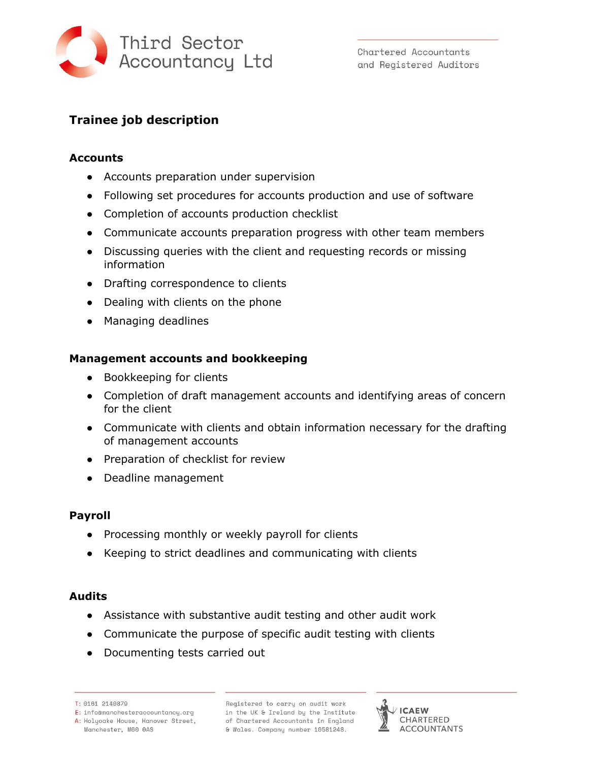# Third Sector Accountancy Ltd

Chartered Accountants and Registered Auditors

## Trainee job description

### Accounts

- Accounts preparation under supervision
- Following set procedures for accounts production and use of software
- Completion of accounts production checklist
- Communicate accounts preparation progress with other team members
- Discussing queries with the client and requesting records or missing information
- Drafting correspondence to clients
- Dealing with clients on the phone
- Managing deadlines

### Management accounts and bookkeeping

- Bookkeeping for clients
- Completion of draft management accounts and identifying areas of concern for the client
- Communicate with clients and obtain information necessary for the drafting of management accounts
- Preparation of checklist for review
- Deadline management

### Payroll

- Processing monthly or weekly payroll for clients
- Keeping to strict deadlines and communicating with clients

### Audits

- Assistance with substantive audit testing and other audit work
- Communicate the purpose of specific audit testing with clients
- Documenting tests carried out

T: 0161 2140879
E: info@manchesteraccountancy.org
A: Holyoake House, Hanover Street, Manchester, M60 0AS

Registered to carry on audit work in the UK & Ireland by the Institute of Chartered Accountants in England & Wales. Company number 10581248.

ICAEW CHARTERED ACCOUNTANTS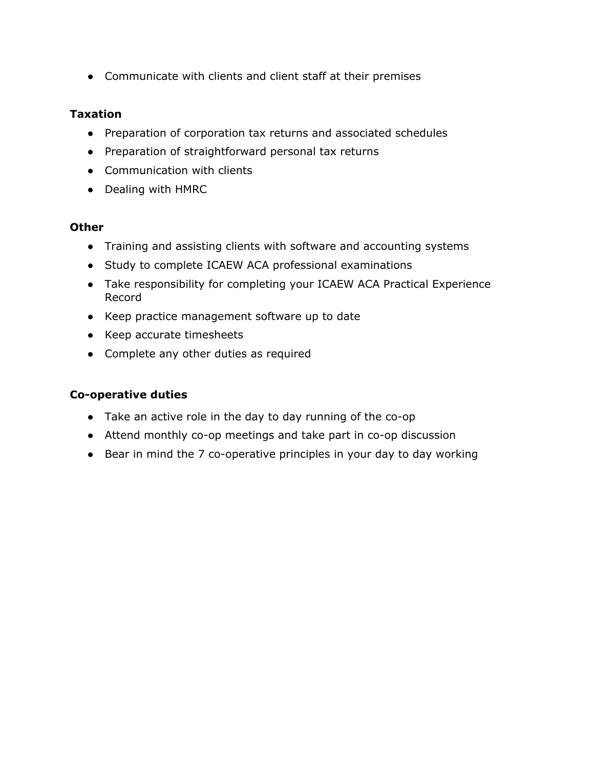- Communicate with clients and client staff at their premises

**Taxation**

- Preparation of corporation tax returns and associated schedules
- Preparation of straightforward personal tax returns
- Communication with clients
- Dealing with HMRC

**Other**

- Training and assisting clients with software and accounting systems
- Study to complete ICAEW ACA professional examinations
- Take responsibility for completing your ICAEW ACA Practical Experience Record
- Keep practice management software up to date
- Keep accurate timesheets
- Complete any other duties as required

**Co-operative duties**

- Take an active role in the day to day running of the co-op
- Attend monthly co-op meetings and take part in co-op discussion
- Bear in mind the 7 co-operative principles in your day to day working